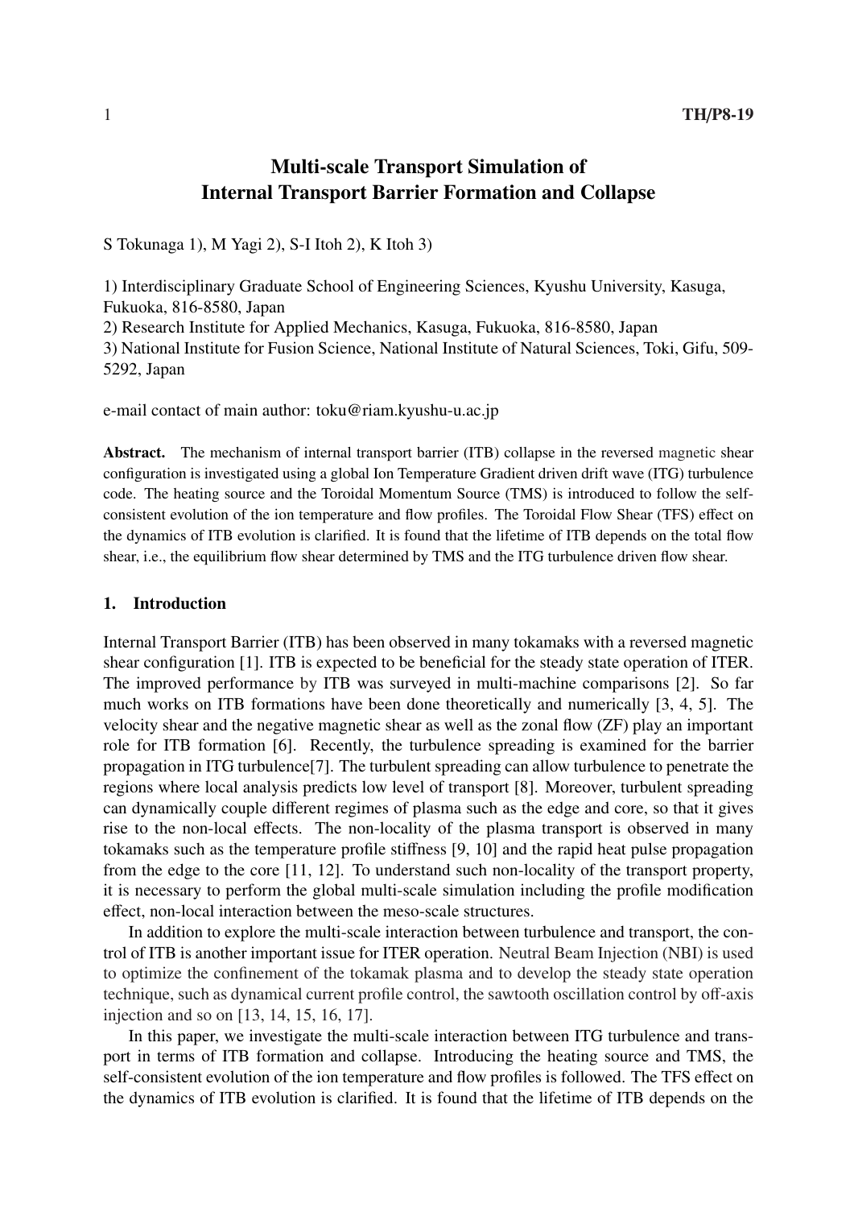# Multi-scale Transport Simulation of Internal Transport Barrier Formation and Collapse

S Tokunaga 1), M Yagi 2), S-I Itoh 2), K Itoh 3)

1) Interdisciplinary Graduate School of Engineering Sciences, Kyushu University, Kasuga, Fukuoka, 816-8580, Japan
2) Research Institute for Applied Mechanics, Kasuga, Fukuoka, 816-8580, Japan
3) National Institute for Fusion Science, National Institute of Natural Sciences, Toki, Gifu, 509-5292, Japan

e-mail contact of main author: toku@riam.kyushu-u.ac.jp

**Abstract.** The mechanism of internal transport barrier (ITB) collapse in the reversed magnetic shear configuration is investigated using a global Ion Temperature Gradient driven drift wave (ITG) turbulence code. The heating source and the Toroidal Momentum Source (TMS) is introduced to follow the self-consistent evolution of the ion temperature and flow profiles. The Toroidal Flow Shear (TFS) effect on the dynamics of ITB evolution is clarified. It is found that the lifetime of ITB depends on the total flow shear, i.e., the equilibrium flow shear determined by TMS and the ITG turbulence driven flow shear.

## 1. Introduction

Internal Transport Barrier (ITB) has been observed in many tokamaks with a reversed magnetic shear configuration [1]. ITB is expected to be beneficial for the steady state operation of ITER. The improved performance by ITB was surveyed in multi-machine comparisons [2]. So far much works on ITB formations have been done theoretically and numerically [3, 4, 5]. The velocity shear and the negative magnetic shear as well as the zonal flow (ZF) play an important role for ITB formation [6]. Recently, the turbulence spreading is examined for the barrier propagation in ITG turbulence[7]. The turbulent spreading can allow turbulence to penetrate the regions where local analysis predicts low level of transport [8]. Moreover, turbulent spreading can dynamically couple different regimes of plasma such as the edge and core, so that it gives rise to the non-local effects. The non-locality of the plasma transport is observed in many tokamaks such as the temperature profile stiffness [9, 10] and the rapid heat pulse propagation from the edge to the core [11, 12]. To understand such non-locality of the transport property, it is necessary to perform the global multi-scale simulation including the profile modification effect, non-local interaction between the meso-scale structures.

In addition to explore the multi-scale interaction between turbulence and transport, the control of ITB is another important issue for ITER operation. Neutral Beam Injection (NBI) is used to optimize the confinement of the tokamak plasma and to develop the steady state operation technique, such as dynamical current profile control, the sawtooth oscillation control by off-axis injection and so on [13, 14, 15, 16, 17].

In this paper, we investigate the multi-scale interaction between ITG turbulence and transport in terms of ITB formation and collapse. Introducing the heating source and TMS, the self-consistent evolution of the ion temperature and flow profiles is followed. The TFS effect on the dynamics of ITB evolution is clarified. It is found that the lifetime of ITB depends on the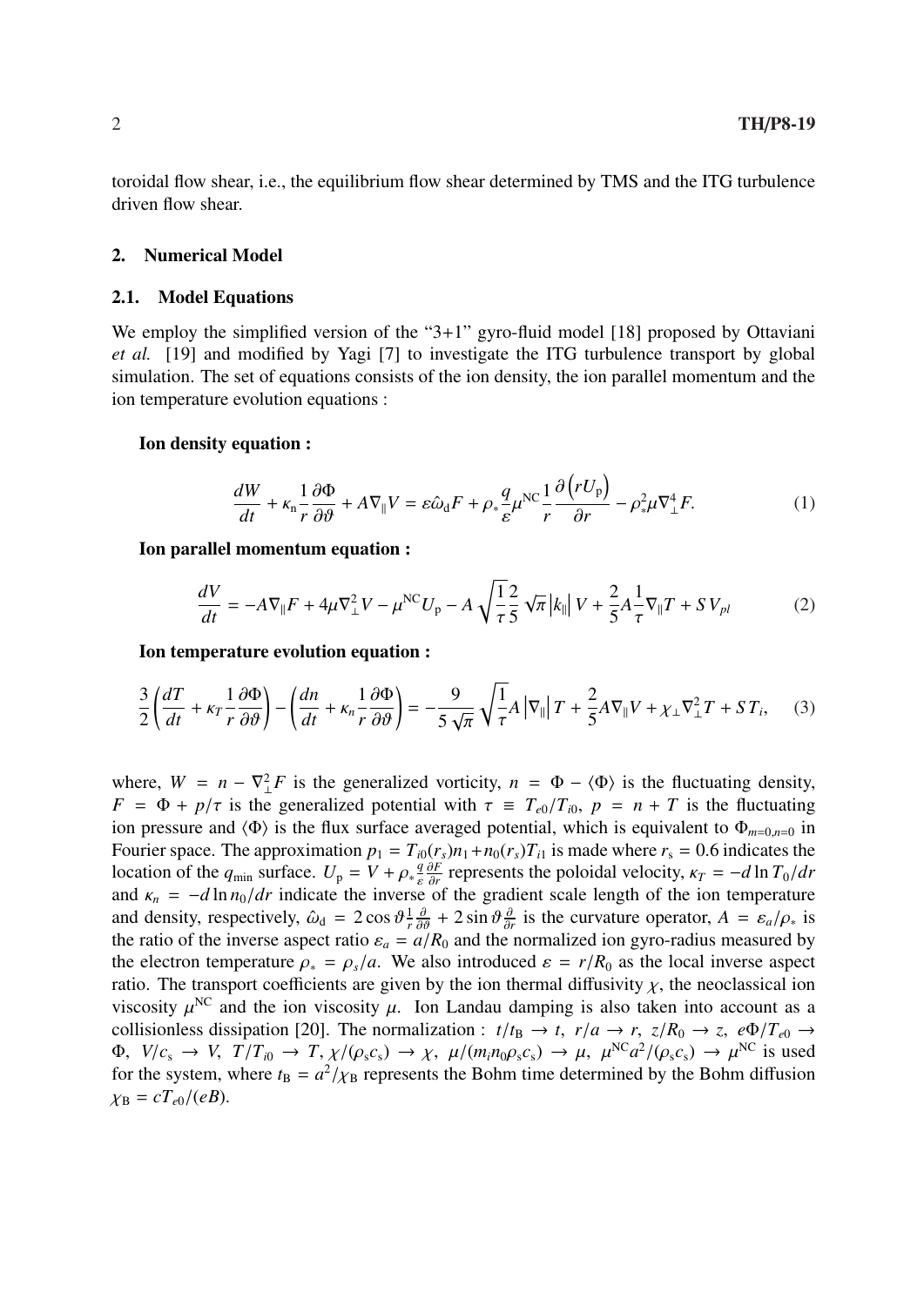toroidal flow shear, i.e., the equilibrium flow shear determined by TMS and the ITG turbulence driven flow shear.

## 2. Numerical Model

### 2.1. Model Equations

We employ the simplified version of the "3+1" gyro-fluid model [18] proposed by Ottaviani *et al.* [19] and modified by Yagi [7] to investigate the ITG turbulence transport by global simulation. The set of equations consists of the ion density, the ion parallel momentum and the ion temperature evolution equations :

**Ion density equation :**

$$\frac{dW}{dt} + \kappa_{\rm n}\frac{1}{r}\frac{\partial \Phi}{\partial \vartheta} + A\nabla_{\parallel}V = \varepsilon\hat{\omega}_{\rm d}F + \rho_{*}\frac{q}{\varepsilon}\mu^{\rm NC}\frac{1}{r}\frac{\partial\left(rU_{\rm p}\right)}{\partial r} - \rho_{*}^{2}\mu\nabla_{\perp}^{4}F. \tag{1}$$

**Ion parallel momentum equation :**

$$\frac{dV}{dt} = -A\nabla_{\parallel}F + 4\mu\nabla_{\perp}^{2}V - \mu^{\rm NC}U_{\rm p} - A\sqrt{\frac{1}{\tau}\frac{2}{5}}\sqrt{\pi}\left|k_{\parallel}\right|V + \frac{2}{5}A\frac{1}{\tau}\nabla_{\parallel}T + SV_{pl} \tag{2}$$

**Ion temperature evolution equation :**

$$\frac{3}{2}\left(\frac{dT}{dt} + \kappa_{T}\frac{1}{r}\frac{\partial \Phi}{\partial \vartheta}\right) - \left(\frac{dn}{dt} + \kappa_{n}\frac{1}{r}\frac{\partial \Phi}{\partial \vartheta}\right) = -\frac{9}{5\sqrt{\pi}}\sqrt{\frac{1}{\tau}}A\left|\nabla_{\parallel}\right|T + \frac{2}{5}A\nabla_{\parallel}V + \chi_{\perp}\nabla_{\perp}^{2}T + ST_{i}, \tag{3}$$

where, $W = n - \nabla_{\perp}^{2}F$ is the generalized vorticity, $n = \Phi - \langle\Phi\rangle$ is the fluctuating density, $F = \Phi + p/\tau$ is the generalized potential with $\tau \equiv T_{e0}/T_{i0}$, $p = n + T$ is the fluctuating ion pressure and $\langle\Phi\rangle$ is the flux surface averaged potential, which is equivalent to $\Phi_{m=0,n=0}$ in Fourier space. The approximation $p_1 = T_{i0}(r_s)n_1 + n_0(r_s)T_{i1}$ is made where $r_{\rm s} = 0.6$ indicates the location of the $q_{\rm min}$ surface. $U_{\rm p} = V + \rho_{*}\frac{q}{\varepsilon}\frac{\partial F}{\partial r}$ represents the poloidal velocity, $\kappa_{T} = -d\ln T_0/dr$ and $\kappa_n = -d\ln n_0/dr$ indicate the inverse of the gradient scale length of the ion temperature and density, respectively, $\hat{\omega}_{\rm d} = 2\cos\vartheta\frac{1}{r}\frac{\partial}{\partial\vartheta} + 2\sin\vartheta\frac{\partial}{\partial r}$ is the curvature operator, $A = \varepsilon_a/\rho_{*}$ is the ratio of the inverse aspect ratio $\varepsilon_a = a/R_0$ and the normalized ion gyro-radius measured by the electron temperature $\rho_{*} = \rho_s/a$. We also introduced $\varepsilon = r/R_0$ as the local inverse aspect ratio. The transport coefficients are given by the ion thermal diffusivity $\chi$, the neoclassical ion viscosity $\mu^{\rm NC}$ and the ion viscosity $\mu$. Ion Landau damping is also taken into account as a collisionless dissipation [20]. The normalization : $t/t_{\rm B} \to t$, $r/a \to r$, $z/R_0 \to z$, $e\Phi/T_{e0} \to \Phi$, $V/c_{\rm s} \to V$, $T/T_{i0} \to T$, $\chi/(\rho_{\rm s}c_{\rm s}) \to \chi$, $\mu/(m_i n_0 \rho_{\rm s} c_{\rm s}) \to \mu$, $\mu^{\rm NC}a^2/(\rho_{\rm s}c_{\rm s}) \to \mu^{\rm NC}$ is used for the system, where $t_{\rm B} = a^2/\chi_{\rm B}$ represents the Bohm time determined by the Bohm diffusion $\chi_{\rm B} = cT_{e0}/(eB)$.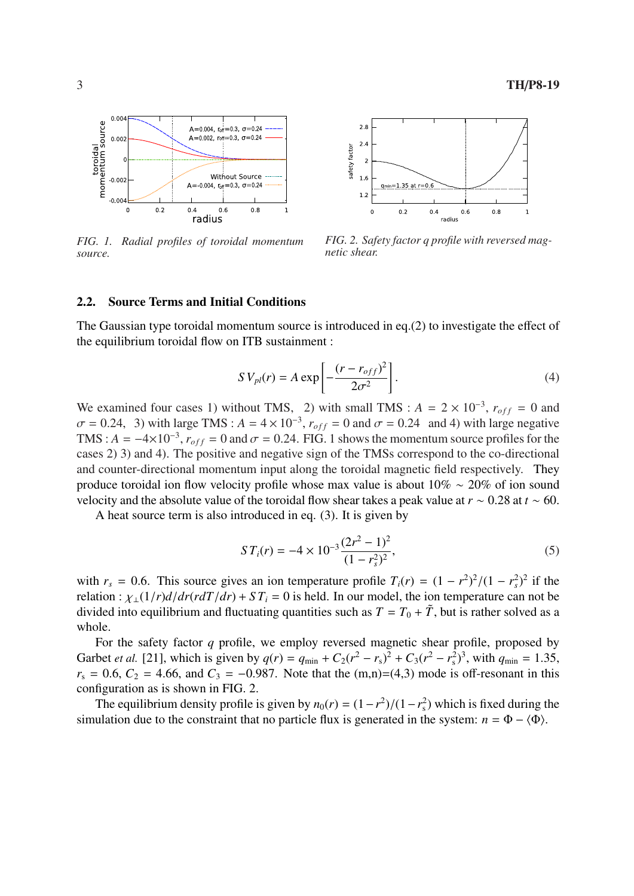FIG. 1. *Radial profiles of toroidal momentum source.*

FIG. 2. *Safety factor q profile with reversed magnetic shear.*

### 2.2. Source Terms and Initial Conditions

The Gaussian type toroidal momentum source is introduced in eq.(2) to investigate the effect of the equilibrium toroidal flow on ITB sustainment :

$$SV_{pl}(r) = A\exp\left[-\frac{(r-r_{off})^2}{2\sigma^2}\right]. \tag{4}$$

We examined four cases 1) without TMS, 2) with small TMS : $A = 2\times10^{-3}$, $r_{off} = 0$ and $\sigma = 0.24$, 3) with large TMS : $A = 4\times10^{-3}$, $r_{off} = 0$ and $\sigma = 0.24$ and 4) with large negative TMS : $A = -4\times10^{-3}$, $r_{off} = 0$ and $\sigma = 0.24$. FIG. 1 shows the momentum source profiles for the cases 2) 3) and 4). The positive and negative sign of the TMSs correspond to the co-directional and counter-directional momentum input along the toroidal magnetic field respectively. They produce toroidal ion flow velocity profile whose max value is about 10% ∼ 20% of ion sound velocity and the absolute value of the toroidal flow shear takes a peak value at $r \sim 0.28$ at $t \sim 60$.

A heat source term is also introduced in eq. (3). It is given by

$$ST_i(r) = -4\times10^{-3}\frac{(2r^2-1)^2}{(1-r_s^2)^2}, \tag{5}$$

with $r_s = 0.6$. This source gives an ion temperature profile $T_i(r) = (1-r^2)^2/(1-r_s^2)^2$ if the relation : $\chi_\perp(1/r)d/dr(rdT/dr) + ST_i = 0$ is held. In our model, the ion temperature can not be divided into equilibrium and fluctuating quantities such as $T = T_0 + \tilde{T}$, but is rather solved as a whole.

For the safety factor $q$ profile, we employ reversed magnetic shear profile, proposed by Garbet *et al.* [21], which is given by $q(r) = q_{\min} + C_2(r^2 - r_s)^2 + C_3(r^2 - r_s^2)^3$, with $q_{\min} = 1.35$, $r_s = 0.6$, $C_2 = 4.66$, and $C_3 = -0.987$. Note that the (m,n)=(4,3) mode is off-resonant in this configuration as is shown in FIG. 2.

The equilibrium density profile is given by $n_0(r) = (1-r^2)/(1-r_s^2)$ which is fixed during the simulation due to the constraint that no particle flux is generated in the system: $n = \Phi - \langle\Phi\rangle$.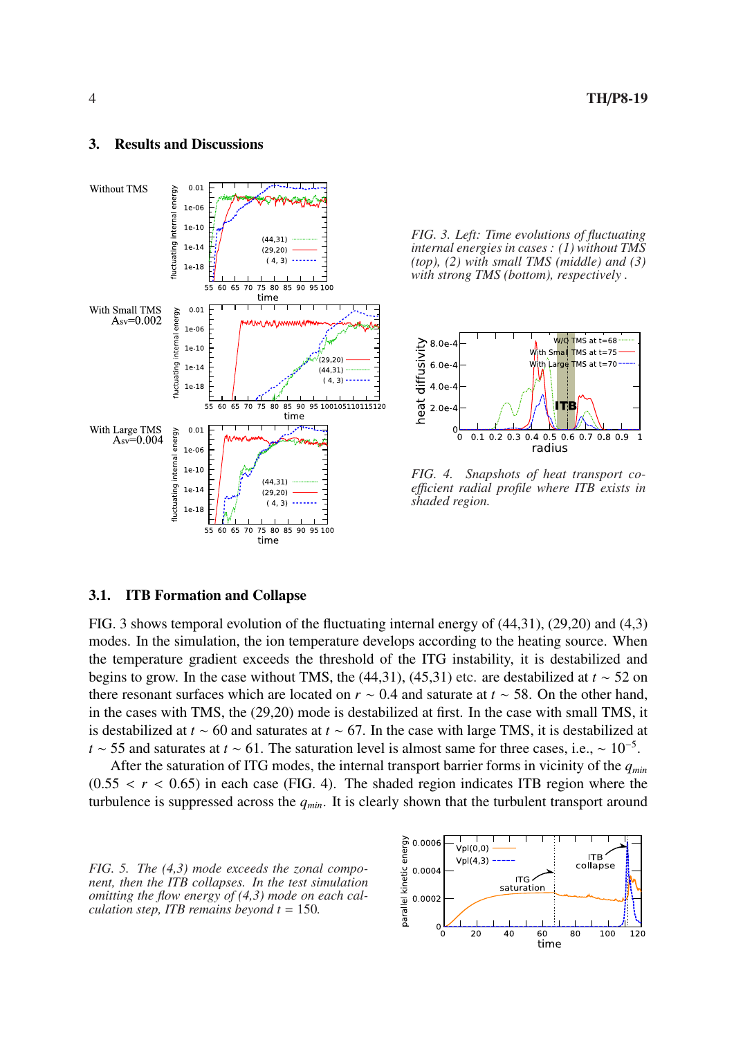## 3. Results and Discussions

FIG. 3. Left: Time evolutions of fluctuating internal energies in cases : (1) without TMS (top), (2) with small TMS (middle) and (3) with strong TMS (bottom), respectively .

FIG. 4. Snapshots of heat transport coefficient radial profile where ITB exists in shaded region.

### 3.1. ITB Formation and Collapse

FIG. 3 shows temporal evolution of the fluctuating internal energy of (44,31), (29,20) and (4,3) modes. In the simulation, the ion temperature develops according to the heating source. When the temperature gradient exceeds the threshold of the ITG instability, it is destabilized and begins to grow. In the case without TMS, the (44,31), (45,31) etc. are destabilized at $t \sim 52$ on there resonant surfaces which are located on $r \sim 0.4$ and saturate at $t \sim 58$. On the other hand, in the cases with TMS, the (29,20) mode is destabilized at first. In the case with small TMS, it is destabilized at $t \sim 60$ and saturates at $t \sim 67$. In the case with large TMS, it is destabilized at $t \sim 55$ and saturates at $t \sim 61$. The saturation level is almost same for three cases, i.e., $\sim 10^{-5}$.

After the saturation of ITG modes, the internal transport barrier forms in vicinity of the $q_{min}$ $(0.55 < r < 0.65)$ in each case (FIG. 4). The shaded region indicates ITB region where the turbulence is suppressed across the $q_{min}$. It is clearly shown that the turbulent transport around

FIG. 5. The (4,3) mode exceeds the zonal component, then the ITB collapses. In the test simulation omitting the flow energy of (4,3) mode on each calculation step, ITB remains beyond $t = 150$.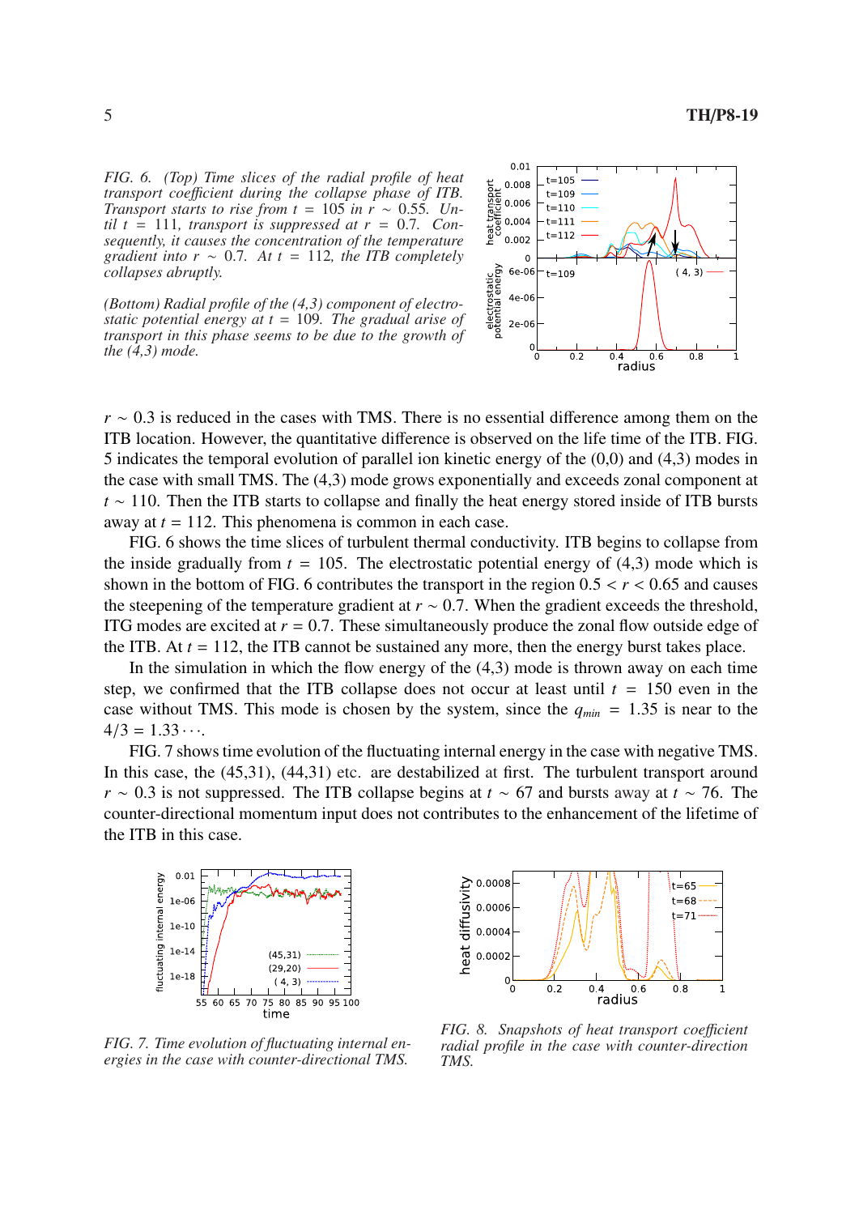*FIG. 6. (Top) Time slices of the radial profile of heat transport coefficient during the collapse phase of ITB. Transport starts to rise from $t = 105$ in $r \sim 0.55$. Until $t = 111$, transport is suppressed at $r = 0.7$. Consequently, it causes the concentration of the temperature gradient into $r \sim 0.7$. At $t = 112$, the ITB completely collapses abruptly.*

*(Bottom) Radial profile of the (4,3) component of electrostatic potential energy at $t = 109$. The gradual arise of transport in this phase seems to be due to the growth of the (4,3) mode.*

$r \sim 0.3$ is reduced in the cases with TMS. There is no essential difference among them on the ITB location. However, the quantitative difference is observed on the life time of the ITB. FIG. 5 indicates the temporal evolution of parallel ion kinetic energy of the (0,0) and (4,3) modes in the case with small TMS. The (4,3) mode grows exponentially and exceeds zonal component at $t \sim 110$. Then the ITB starts to collapse and finally the heat energy stored inside of ITB bursts away at $t = 112$. This phenomena is common in each case.

FIG. 6 shows the time slices of turbulent thermal conductivity. ITB begins to collapse from the inside gradually from $t = 105$. The electrostatic potential energy of (4,3) mode which is shown in the bottom of FIG. 6 contributes the transport in the region $0.5 < r < 0.65$ and causes the steepening of the temperature gradient at $r \sim 0.7$. When the gradient exceeds the threshold, ITG modes are excited at $r = 0.7$. These simultaneously produce the zonal flow outside edge of the ITB. At $t = 112$, the ITB cannot be sustained any more, then the energy burst takes place.

In the simulation in which the flow energy of the (4,3) mode is thrown away on each time step, we confirmed that the ITB collapse does not occur at least until $t = 150$ even in the case without TMS. This mode is chosen by the system, since the $q_{min} = 1.35$ is near to the $4/3 = 1.33\cdots$.

FIG. 7 shows time evolution of the fluctuating internal energy in the case with negative TMS. In this case, the (45,31), (44,31) etc. are destabilized at first. The turbulent transport around $r \sim 0.3$ is not suppressed. The ITB collapse begins at $t \sim 67$ and bursts away at $t \sim 76$. The counter-directional momentum input does not contributes to the enhancement of the lifetime of the ITB in this case.

*FIG. 7. Time evolution of fluctuating internal energies in the case with counter-directional TMS.*

*FIG. 8. Snapshots of heat transport coefficient radial profile in the case with counter-direction TMS.*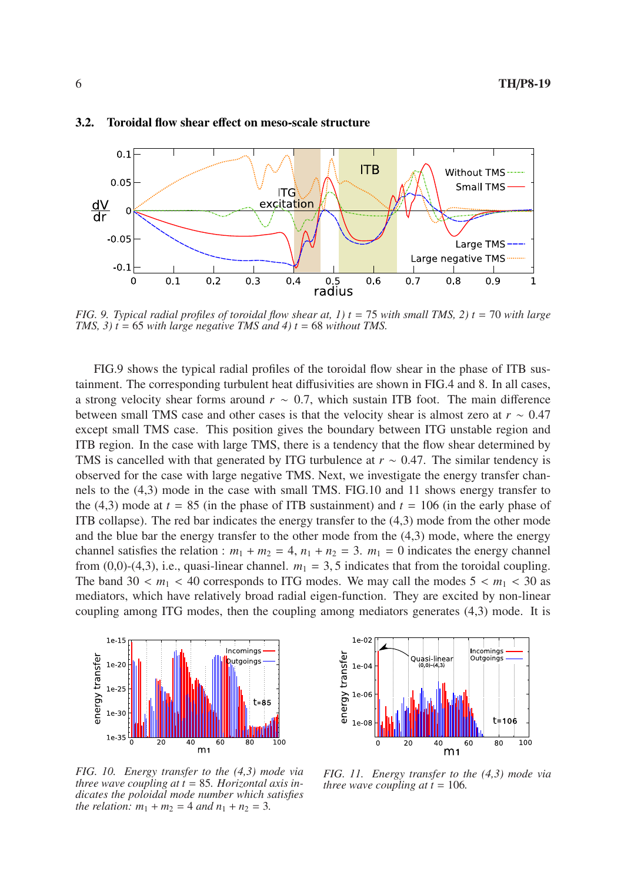## 3.2. Toroidal flow shear effect on meso-scale structure

*FIG. 9. Typical radial profiles of toroidal flow shear at, 1) $t$ = 75 with small TMS, 2) $t$ = 70 with large TMS, 3) $t$ = 65 with large negative TMS and 4) $t$ = 68 without TMS.*

FIG.9 shows the typical radial profiles of the toroidal flow shear in the phase of ITB sustainment. The corresponding turbulent heat diffusivities are shown in FIG.4 and 8. In all cases, a strong velocity shear forms around $r \sim 0.7$, which sustain ITB foot. The main difference between small TMS case and other cases is that the velocity shear is almost zero at $r \sim 0.47$ except small TMS case. This position gives the boundary between ITG unstable region and ITB region. In the case with large TMS, there is a tendency that the flow shear determined by TMS is cancelled with that generated by ITG turbulence at $r \sim 0.47$. The similar tendency is observed for the case with large negative TMS. Next, we investigate the energy transfer channels to the (4,3) mode in the case with small TMS. FIG.10 and 11 shows energy transfer to the (4,3) mode at $t = 85$ (in the phase of ITB sustainment) and $t = 106$ (in the early phase of ITB collapse). The red bar indicates the energy transfer to the (4,3) mode from the other mode and the blue bar the energy transfer to the other mode from the (4,3) mode, where the energy channel satisfies the relation : $m_1 + m_2 = 4$, $n_1 + n_2 = 3$. $m_1 = 0$ indicates the energy channel from (0,0)-(4,3), i.e., quasi-linear channel. $m_1 = 3, 5$ indicates that from the toroidal coupling. The band $30 < m_1 < 40$ corresponds to ITG modes. We may call the modes $5 < m_1 < 30$ as mediators, which have relatively broad radial eigen-function. They are excited by non-linear coupling among ITG modes, then the coupling among mediators generates (4,3) mode. It is

*FIG. 10. Energy transfer to the (4,3) mode via three wave coupling at $t$ = 85. Horizontal axis indicates the poloidal mode number which satisfies the relation: $m_1 + m_2 = 4$ and $n_1 + n_2 = 3$.*

*FIG. 11. Energy transfer to the (4,3) mode via three wave coupling at $t$ = 106.*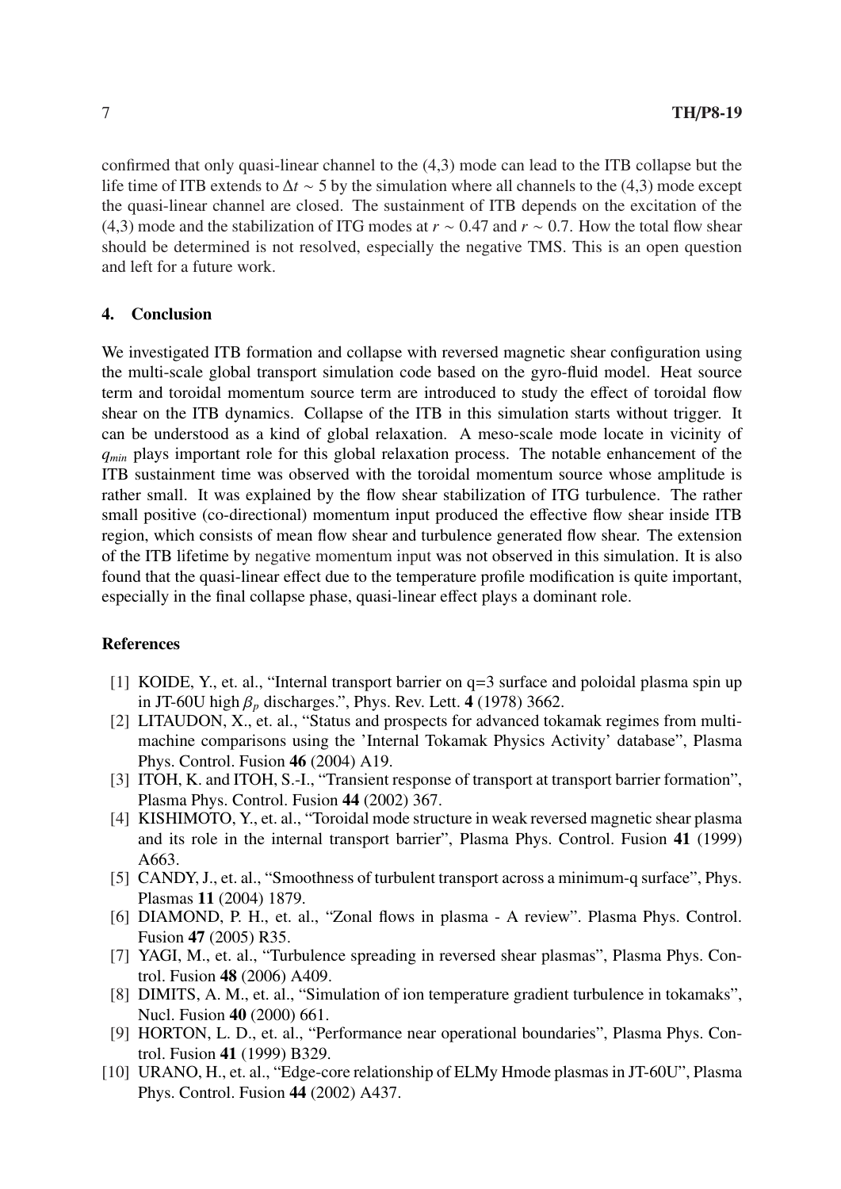confirmed that only quasi-linear channel to the (4,3) mode can lead to the ITB collapse but the life time of ITB extends to $\Delta t \sim 5$ by the simulation where all channels to the (4,3) mode except the quasi-linear channel are closed. The sustainment of ITB depends on the excitation of the (4,3) mode and the stabilization of ITG modes at $r \sim 0.47$ and $r \sim 0.7$. How the total flow shear should be determined is not resolved, especially the negative TMS. This is an open question and left for a future work.

## 4. Conclusion

We investigated ITB formation and collapse with reversed magnetic shear configuration using the multi-scale global transport simulation code based on the gyro-fluid model. Heat source term and toroidal momentum source term are introduced to study the effect of toroidal flow shear on the ITB dynamics. Collapse of the ITB in this simulation starts without trigger. It can be understood as a kind of global relaxation. A meso-scale mode locate in vicinity of $q_{min}$ plays important role for this global relaxation process. The notable enhancement of the ITB sustainment time was observed with the toroidal momentum source whose amplitude is rather small. It was explained by the flow shear stabilization of ITG turbulence. The rather small positive (co-directional) momentum input produced the effective flow shear inside ITB region, which consists of mean flow shear and turbulence generated flow shear. The extension of the ITB lifetime by negative momentum input was not observed in this simulation. It is also found that the quasi-linear effect due to the temperature profile modification is quite important, especially in the final collapse phase, quasi-linear effect plays a dominant role.

## References

[1] KOIDE, Y., et. al., "Internal transport barrier on q=3 surface and poloidal plasma spin up in JT-60U high $\beta_p$ discharges.", Phys. Rev. Lett. **4** (1978) 3662.

[2] LITAUDON, X., et. al., "Status and prospects for advanced tokamak regimes from multi-machine comparisons using the 'Internal Tokamak Physics Activity' database", Plasma Phys. Control. Fusion **46** (2004) A19.

[3] ITOH, K. and ITOH, S.-I., "Transient response of transport at transport barrier formation", Plasma Phys. Control. Fusion **44** (2002) 367.

[4] KISHIMOTO, Y., et. al., "Toroidal mode structure in weak reversed magnetic shear plasma and its role in the internal transport barrier", Plasma Phys. Control. Fusion **41** (1999) A663.

[5] CANDY, J., et. al., "Smoothness of turbulent transport across a minimum-q surface", Phys. Plasmas **11** (2004) 1879.

[6] DIAMOND, P. H., et. al., "Zonal flows in plasma - A review". Plasma Phys. Control. Fusion **47** (2005) R35.

[7] YAGI, M., et. al., "Turbulence spreading in reversed shear plasmas", Plasma Phys. Control. Fusion **48** (2006) A409.

[8] DIMITS, A. M., et. al., "Simulation of ion temperature gradient turbulence in tokamaks", Nucl. Fusion **40** (2000) 661.

[9] HORTON, L. D., et. al., "Performance near operational boundaries", Plasma Phys. Control. Fusion **41** (1999) B329.

[10] URANO, H., et. al., "Edge-core relationship of ELMy Hmode plasmas in JT-60U", Plasma Phys. Control. Fusion **44** (2002) A437.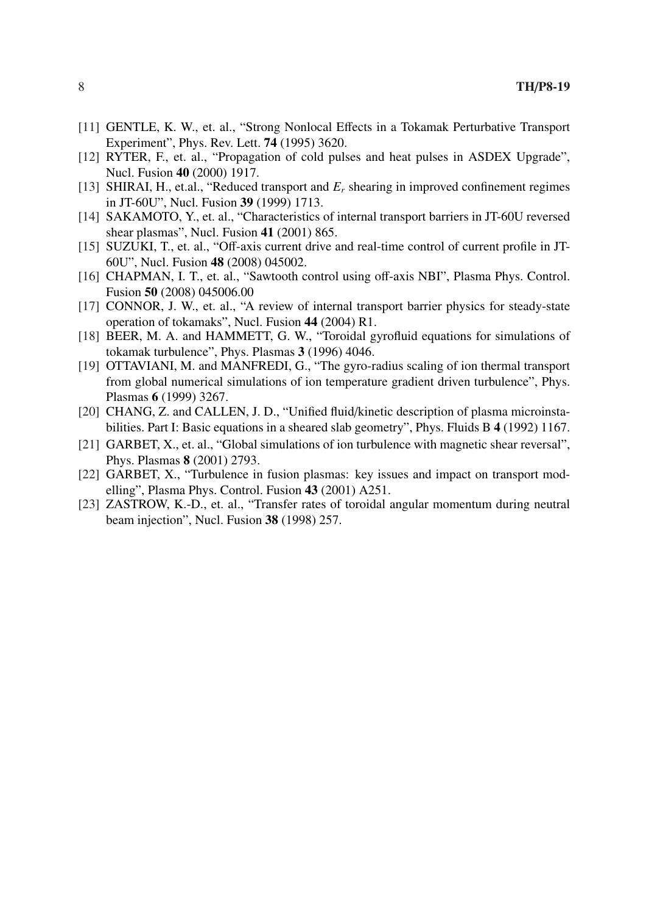[11] GENTLE, K. W., et. al., "Strong Nonlocal Effects in a Tokamak Perturbative Transport Experiment", Phys. Rev. Lett. **74** (1995) 3620.

[12] RYTER, F., et. al., "Propagation of cold pulses and heat pulses in ASDEX Upgrade", Nucl. Fusion **40** (2000) 1917.

[13] SHIRAI, H., et.al., "Reduced transport and $E_r$ shearing in improved confinement regimes in JT-60U", Nucl. Fusion **39** (1999) 1713.

[14] SAKAMOTO, Y., et. al., "Characteristics of internal transport barriers in JT-60U reversed shear plasmas", Nucl. Fusion **41** (2001) 865.

[15] SUZUKI, T., et. al., "Off-axis current drive and real-time control of current profile in JT-60U", Nucl. Fusion **48** (2008) 045002.

[16] CHAPMAN, I. T., et. al., "Sawtooth control using off-axis NBI", Plasma Phys. Control. Fusion **50** (2008) 045006.00

[17] CONNOR, J. W., et. al., "A review of internal transport barrier physics for steady-state operation of tokamaks", Nucl. Fusion **44** (2004) R1.

[18] BEER, M. A. and HAMMETT, G. W., "Toroidal gyrofluid equations for simulations of tokamak turbulence", Phys. Plasmas **3** (1996) 4046.

[19] OTTAVIANI, M. and MANFREDI, G., "The gyro-radius scaling of ion thermal transport from global numerical simulations of ion temperature gradient driven turbulence", Phys. Plasmas **6** (1999) 3267.

[20] CHANG, Z. and CALLEN, J. D., "Unified fluid/kinetic description of plasma microinstabilities. Part I: Basic equations in a sheared slab geometry", Phys. Fluids B **4** (1992) 1167.

[21] GARBET, X., et. al., "Global simulations of ion turbulence with magnetic shear reversal", Phys. Plasmas **8** (2001) 2793.

[22] GARBET, X., "Turbulence in fusion plasmas: key issues and impact on transport modelling", Plasma Phys. Control. Fusion **43** (2001) A251.

[23] ZASTROW, K.-D., et. al., "Transfer rates of toroidal angular momentum during neutral beam injection", Nucl. Fusion **38** (1998) 257.